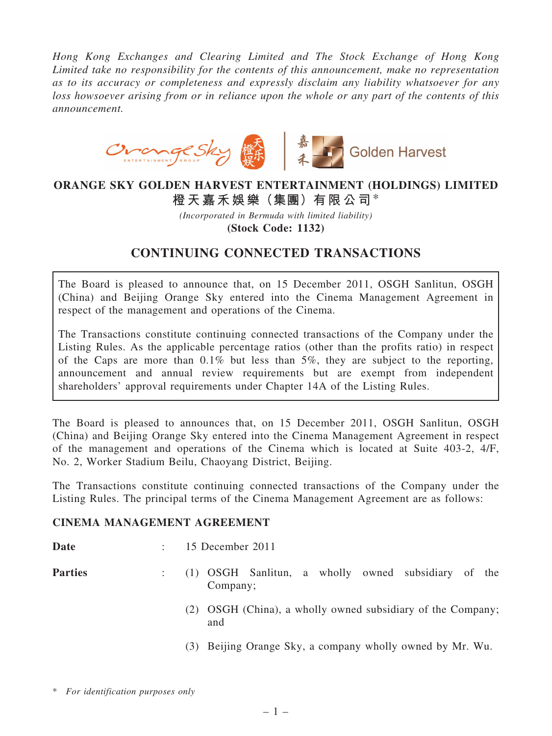*Hong Kong Exchanges and Clearing Limited and The Stock Exchange of Hong Kong Limited take no responsibility for the contents of this announcement, make no representation as to its accuracy or completeness and expressly disclaim any liability whatsoever for any loss howsoever arising from or in reliance upon the whole or any part of the contents of this announcement.*

# ORANGE SKY GOLDEN HARVEST ENTERTAINMENT (HOLDINGS) LIMITED
# 橙天嘉禾娛樂（集團）有限公司*

*(Incorporated in Bermuda with limited liability)*

**(Stock Code: 1132)**

## CONTINUING CONNECTED TRANSACTIONS

The Board is pleased to announce that, on 15 December 2011, OSGH Sanlitun, OSGH (China) and Beijing Orange Sky entered into the Cinema Management Agreement in respect of the management and operations of the Cinema.

The Transactions constitute continuing connected transactions of the Company under the Listing Rules. As the applicable percentage ratios (other than the profits ratio) in respect of the Caps are more than 0.1% but less than 5%, they are subject to the reporting, announcement and annual review requirements but are exempt from independent shareholders' approval requirements under Chapter 14A of the Listing Rules.

The Board is pleased to announces that, on 15 December 2011, OSGH Sanlitun, OSGH (China) and Beijing Orange Sky entered into the Cinema Management Agreement in respect of the management and operations of the Cinema which is located at Suite 403-2, 4/F, No. 2, Worker Stadium Beilu, Chaoyang District, Beijing.

The Transactions constitute continuing connected transactions of the Company under the Listing Rules. The principal terms of the Cinema Management Agreement are as follows:

### CINEMA MANAGEMENT AGREEMENT

**Date** : 15 December 2011

**Parties** :

(1) OSGH Sanlitun, a wholly owned subsidiary of the Company;

(2) OSGH (China), a wholly owned subsidiary of the Company; and

(3) Beijing Orange Sky, a company wholly owned by Mr. Wu.

\* *For identification purposes only*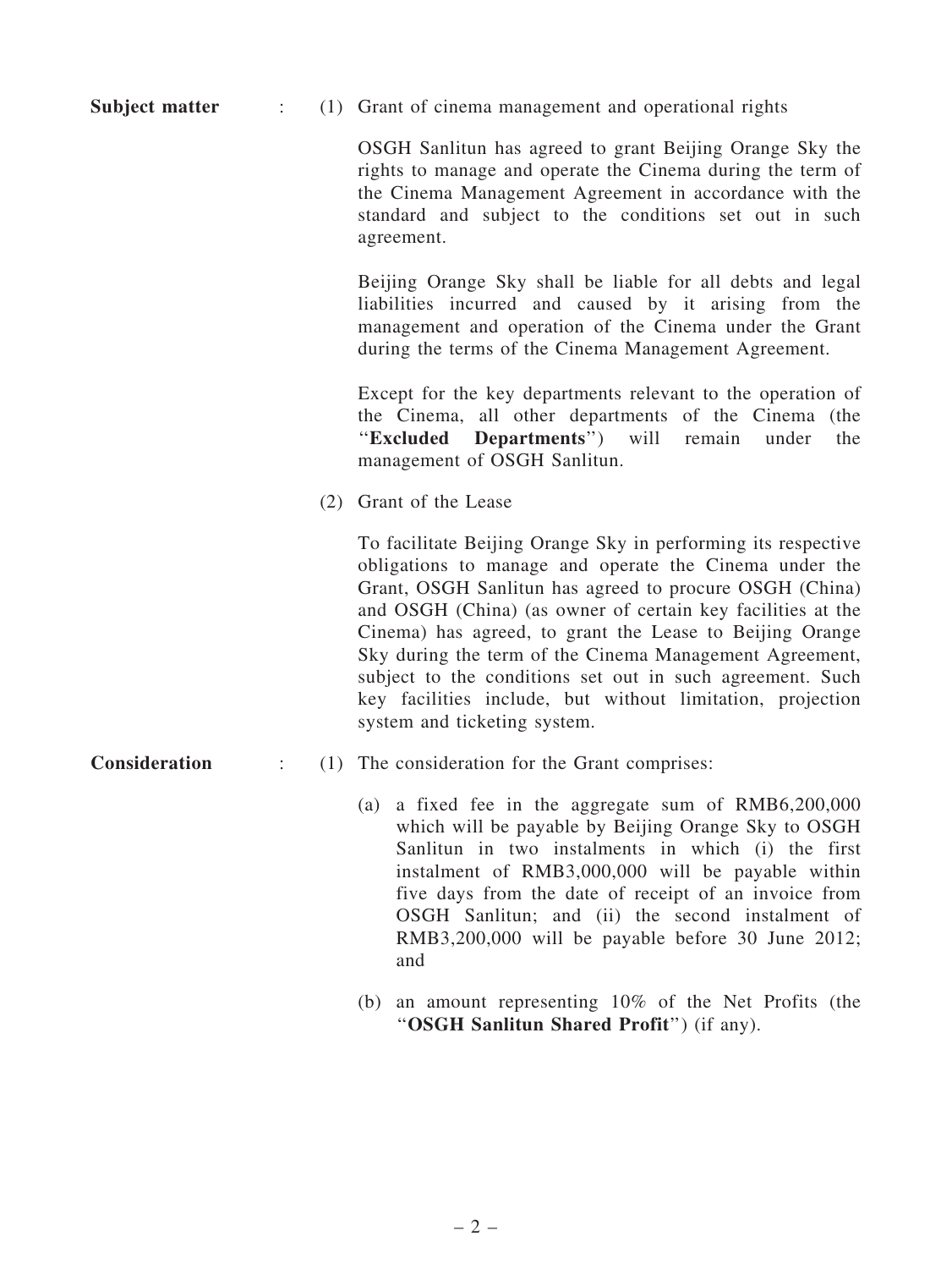**Subject matter** : (1) Grant of cinema management and operational rights

OSGH Sanlitun has agreed to grant Beijing Orange Sky the rights to manage and operate the Cinema during the term of the Cinema Management Agreement in accordance with the standard and subject to the conditions set out in such agreement.

Beijing Orange Sky shall be liable for all debts and legal liabilities incurred and caused by it arising from the management and operation of the Cinema under the Grant during the terms of the Cinema Management Agreement.

Except for the key departments relevant to the operation of the Cinema, all other departments of the Cinema (the "**Excluded Departments**") will remain under the management of OSGH Sanlitun.

(2) Grant of the Lease

To facilitate Beijing Orange Sky in performing its respective obligations to manage and operate the Cinema under the Grant, OSGH Sanlitun has agreed to procure OSGH (China) and OSGH (China) (as owner of certain key facilities at the Cinema) has agreed, to grant the Lease to Beijing Orange Sky during the term of the Cinema Management Agreement, subject to the conditions set out in such agreement. Such key facilities include, but without limitation, projection system and ticketing system.

**Consideration** : (1) The consideration for the Grant comprises:

(a) a fixed fee in the aggregate sum of RMB6,200,000 which will be payable by Beijing Orange Sky to OSGH Sanlitun in two instalments in which (i) the first instalment of RMB3,000,000 will be payable within five days from the date of receipt of an invoice from OSGH Sanlitun; and (ii) the second instalment of RMB3,200,000 will be payable before 30 June 2012; and

(b) an amount representing 10% of the Net Profits (the "**OSGH Sanlitun Shared Profit**") (if any).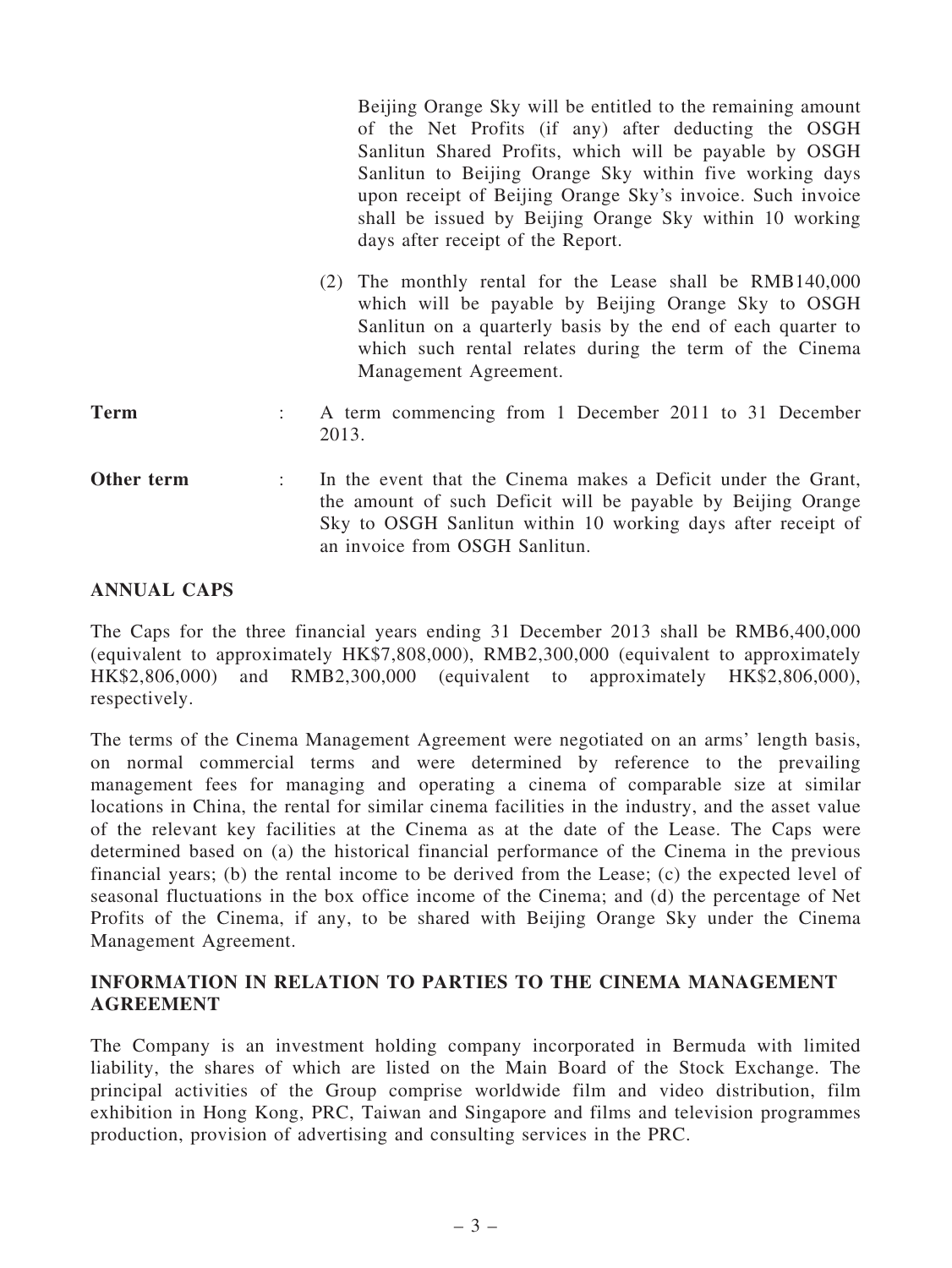Beijing Orange Sky will be entitled to the remaining amount of the Net Profits (if any) after deducting the OSGH Sanlitun Shared Profits, which will be payable by OSGH Sanlitun to Beijing Orange Sky within five working days upon receipt of Beijing Orange Sky's invoice. Such invoice shall be issued by Beijing Orange Sky within 10 working days after receipt of the Report.

(2) The monthly rental for the Lease shall be RMB140,000 which will be payable by Beijing Orange Sky to OSGH Sanlitun on a quarterly basis by the end of each quarter to which such rental relates during the term of the Cinema Management Agreement.

**Term** : A term commencing from 1 December 2011 to 31 December 2013.

**Other term** : In the event that the Cinema makes a Deficit under the Grant, the amount of such Deficit will be payable by Beijing Orange Sky to OSGH Sanlitun within 10 working days after receipt of an invoice from OSGH Sanlitun.

## ANNUAL CAPS

The Caps for the three financial years ending 31 December 2013 shall be RMB6,400,000 (equivalent to approximately HK$7,808,000), RMB2,300,000 (equivalent to approximately HK$2,806,000) and RMB2,300,000 (equivalent to approximately HK$2,806,000), respectively.

The terms of the Cinema Management Agreement were negotiated on an arms' length basis, on normal commercial terms and were determined by reference to the prevailing management fees for managing and operating a cinema of comparable size at similar locations in China, the rental for similar cinema facilities in the industry, and the asset value of the relevant key facilities at the Cinema as at the date of the Lease. The Caps were determined based on (a) the historical financial performance of the Cinema in the previous financial years; (b) the rental income to be derived from the Lease; (c) the expected level of seasonal fluctuations in the box office income of the Cinema; and (d) the percentage of Net Profits of the Cinema, if any, to be shared with Beijing Orange Sky under the Cinema Management Agreement.

## INFORMATION IN RELATION TO PARTIES TO THE CINEMA MANAGEMENT AGREEMENT

The Company is an investment holding company incorporated in Bermuda with limited liability, the shares of which are listed on the Main Board of the Stock Exchange. The principal activities of the Group comprise worldwide film and video distribution, film exhibition in Hong Kong, PRC, Taiwan and Singapore and films and television programmes production, provision of advertising and consulting services in the PRC.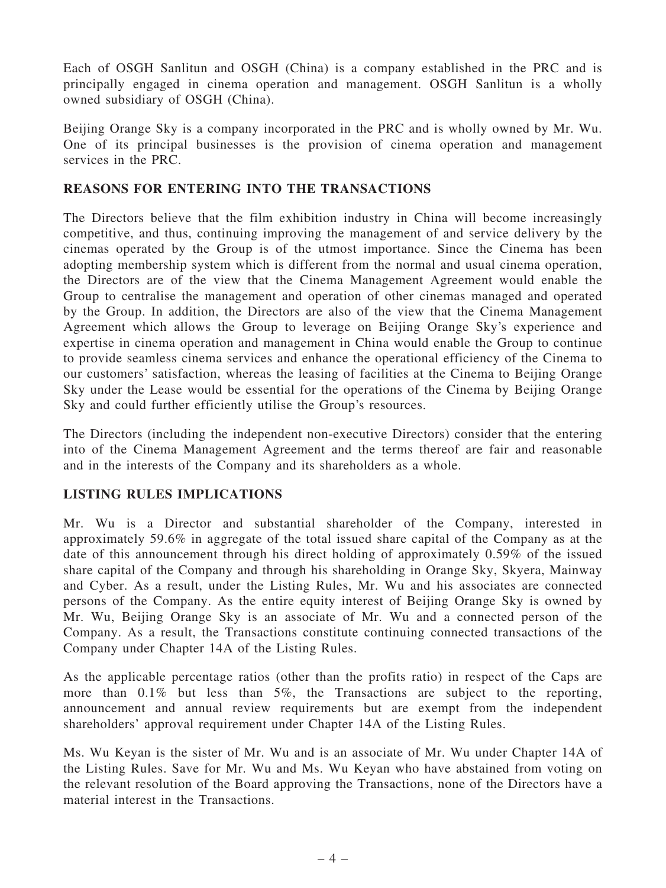Each of OSGH Sanlitun and OSGH (China) is a company established in the PRC and is principally engaged in cinema operation and management. OSGH Sanlitun is a wholly owned subsidiary of OSGH (China).

Beijing Orange Sky is a company incorporated in the PRC and is wholly owned by Mr. Wu. One of its principal businesses is the provision of cinema operation and management services in the PRC.

## REASONS FOR ENTERING INTO THE TRANSACTIONS

The Directors believe that the film exhibition industry in China will become increasingly competitive, and thus, continuing improving the management of and service delivery by the cinemas operated by the Group is of the utmost importance. Since the Cinema has been adopting membership system which is different from the normal and usual cinema operation, the Directors are of the view that the Cinema Management Agreement would enable the Group to centralise the management and operation of other cinemas managed and operated by the Group. In addition, the Directors are also of the view that the Cinema Management Agreement which allows the Group to leverage on Beijing Orange Sky's experience and expertise in cinema operation and management in China would enable the Group to continue to provide seamless cinema services and enhance the operational efficiency of the Cinema to our customers' satisfaction, whereas the leasing of facilities at the Cinema to Beijing Orange Sky under the Lease would be essential for the operations of the Cinema by Beijing Orange Sky and could further efficiently utilise the Group's resources.

The Directors (including the independent non-executive Directors) consider that the entering into of the Cinema Management Agreement and the terms thereof are fair and reasonable and in the interests of the Company and its shareholders as a whole.

## LISTING RULES IMPLICATIONS

Mr. Wu is a Director and substantial shareholder of the Company, interested in approximately 59.6% in aggregate of the total issued share capital of the Company as at the date of this announcement through his direct holding of approximately 0.59% of the issued share capital of the Company and through his shareholding in Orange Sky, Skyera, Mainway and Cyber. As a result, under the Listing Rules, Mr. Wu and his associates are connected persons of the Company. As the entire equity interest of Beijing Orange Sky is owned by Mr. Wu, Beijing Orange Sky is an associate of Mr. Wu and a connected person of the Company. As a result, the Transactions constitute continuing connected transactions of the Company under Chapter 14A of the Listing Rules.

As the applicable percentage ratios (other than the profits ratio) in respect of the Caps are more than 0.1% but less than 5%, the Transactions are subject to the reporting, announcement and annual review requirements but are exempt from the independent shareholders' approval requirement under Chapter 14A of the Listing Rules.

Ms. Wu Keyan is the sister of Mr. Wu and is an associate of Mr. Wu under Chapter 14A of the Listing Rules. Save for Mr. Wu and Ms. Wu Keyan who have abstained from voting on the relevant resolution of the Board approving the Transactions, none of the Directors have a material interest in the Transactions.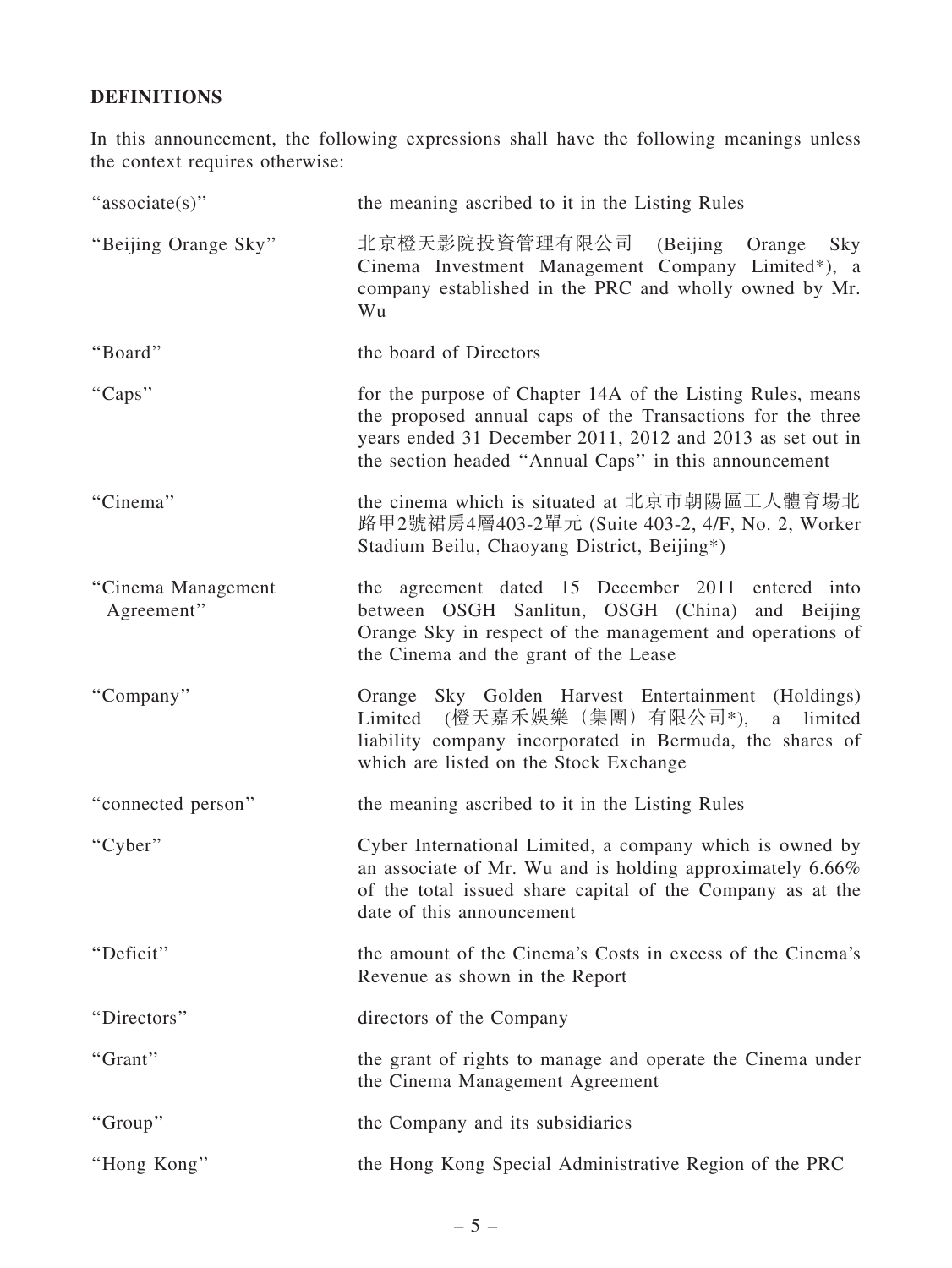## DEFINITIONS

In this announcement, the following expressions shall have the following meanings unless the context requires otherwise:

| | |
|---|---|
| "associate(s)" | the meaning ascribed to it in the Listing Rules |
| "Beijing Orange Sky" | 北京橙天影院投資管理有限公司 (Beijing Orange Sky Cinema Investment Management Company Limited*), a company established in the PRC and wholly owned by Mr. Wu |
| "Board" | the board of Directors |
| "Caps" | for the purpose of Chapter 14A of the Listing Rules, means the proposed annual caps of the Transactions for the three years ended 31 December 2011, 2012 and 2013 as set out in the section headed "Annual Caps" in this announcement |
| "Cinema" | the cinema which is situated at 北京市朝陽區工人體育場北路甲2號裙房4層403-2單元 (Suite 403-2, 4/F, No. 2, Worker Stadium Beilu, Chaoyang District, Beijing*) |
| "Cinema Management Agreement" | the agreement dated 15 December 2011 entered into between OSGH Sanlitun, OSGH (China) and Beijing Orange Sky in respect of the management and operations of the Cinema and the grant of the Lease |
| "Company" | Orange Sky Golden Harvest Entertainment (Holdings) Limited (橙天嘉禾娛樂（集團）有限公司*), a limited liability company incorporated in Bermuda, the shares of which are listed on the Stock Exchange |
| "connected person" | the meaning ascribed to it in the Listing Rules |
| "Cyber" | Cyber International Limited, a company which is owned by an associate of Mr. Wu and is holding approximately 6.66% of the total issued share capital of the Company as at the date of this announcement |
| "Deficit" | the amount of the Cinema's Costs in excess of the Cinema's Revenue as shown in the Report |
| "Directors" | directors of the Company |
| "Grant" | the grant of rights to manage and operate the Cinema under the Cinema Management Agreement |
| "Group" | the Company and its subsidiaries |
| "Hong Kong" | the Hong Kong Special Administrative Region of the PRC |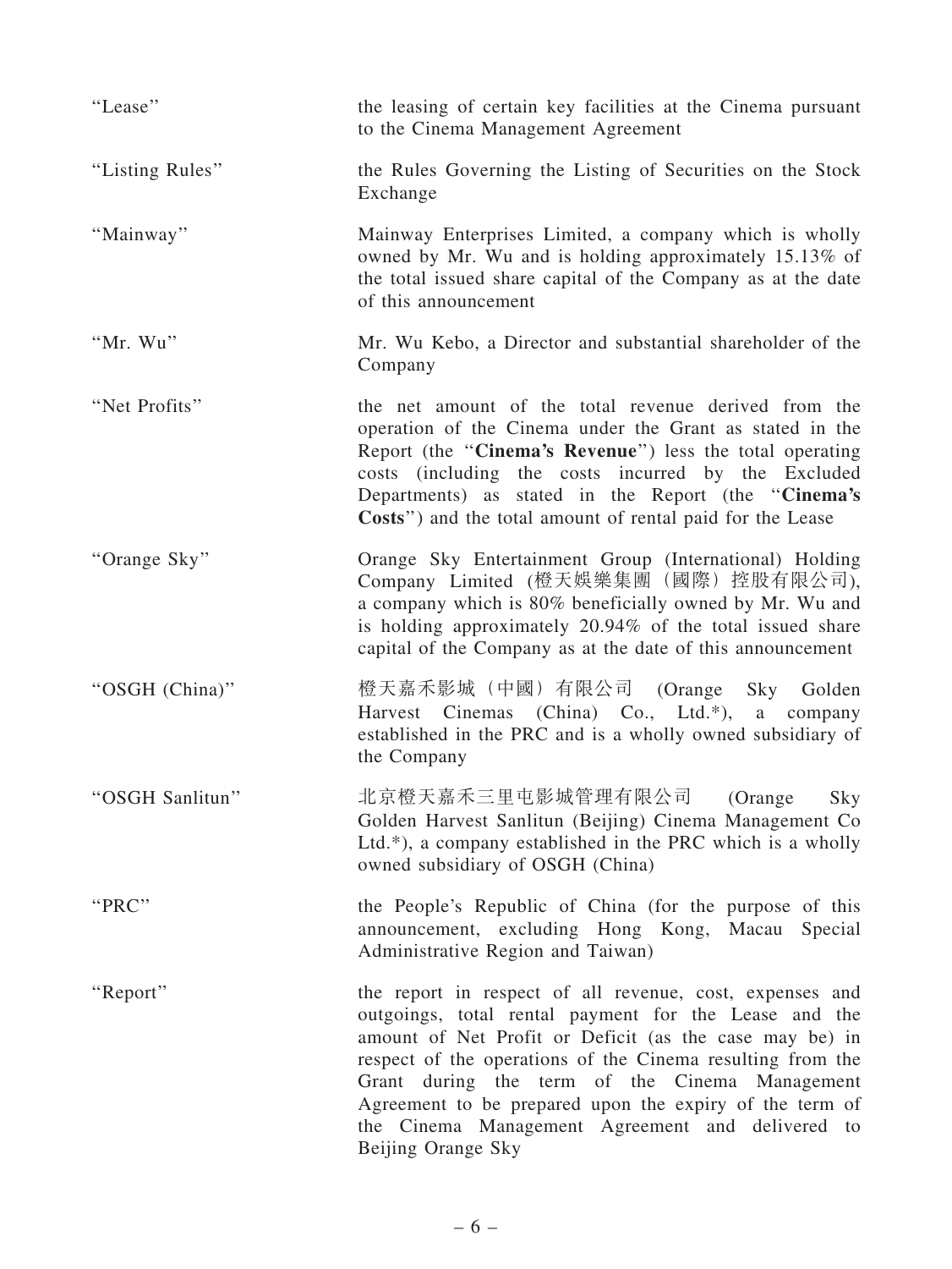| | |
|---|---|
| "Lease" | the leasing of certain key facilities at the Cinema pursuant to the Cinema Management Agreement |
| "Listing Rules" | the Rules Governing the Listing of Securities on the Stock Exchange |
| "Mainway" | Mainway Enterprises Limited, a company which is wholly owned by Mr. Wu and is holding approximately 15.13% of the total issued share capital of the Company as at the date of this announcement |
| "Mr. Wu" | Mr. Wu Kebo, a Director and substantial shareholder of the Company |
| "Net Profits" | the net amount of the total revenue derived from the operation of the Cinema under the Grant as stated in the Report (the "**Cinema's Revenue**") less the total operating costs (including the costs incurred by the Excluded Departments) as stated in the Report (the "**Cinema's Costs**") and the total amount of rental paid for the Lease |
| "Orange Sky" | Orange Sky Entertainment Group (International) Holding Company Limited (橙天娛樂集團（國際）控股有限公司), a company which is 80% beneficially owned by Mr. Wu and is holding approximately 20.94% of the total issued share capital of the Company as at the date of this announcement |
| "OSGH (China)" | 橙天嘉禾影城（中國）有限公司 (Orange Sky Golden Harvest Cinemas (China) Co., Ltd.*), a company established in the PRC and is a wholly owned subsidiary of the Company |
| "OSGH Sanlitun" | 北京橙天嘉禾三里屯影城管理有限公司 (Orange Sky Golden Harvest Sanlitun (Beijing) Cinema Management Co Ltd.*), a company established in the PRC which is a wholly owned subsidiary of OSGH (China) |
| "PRC" | the People's Republic of China (for the purpose of this announcement, excluding Hong Kong, Macau Special Administrative Region and Taiwan) |
| "Report" | the report in respect of all revenue, cost, expenses and outgoings, total rental payment for the Lease and the amount of Net Profit or Deficit (as the case may be) in respect of the operations of the Cinema resulting from the Grant during the term of the Cinema Management Agreement to be prepared upon the expiry of the term of the Cinema Management Agreement and delivered to Beijing Orange Sky |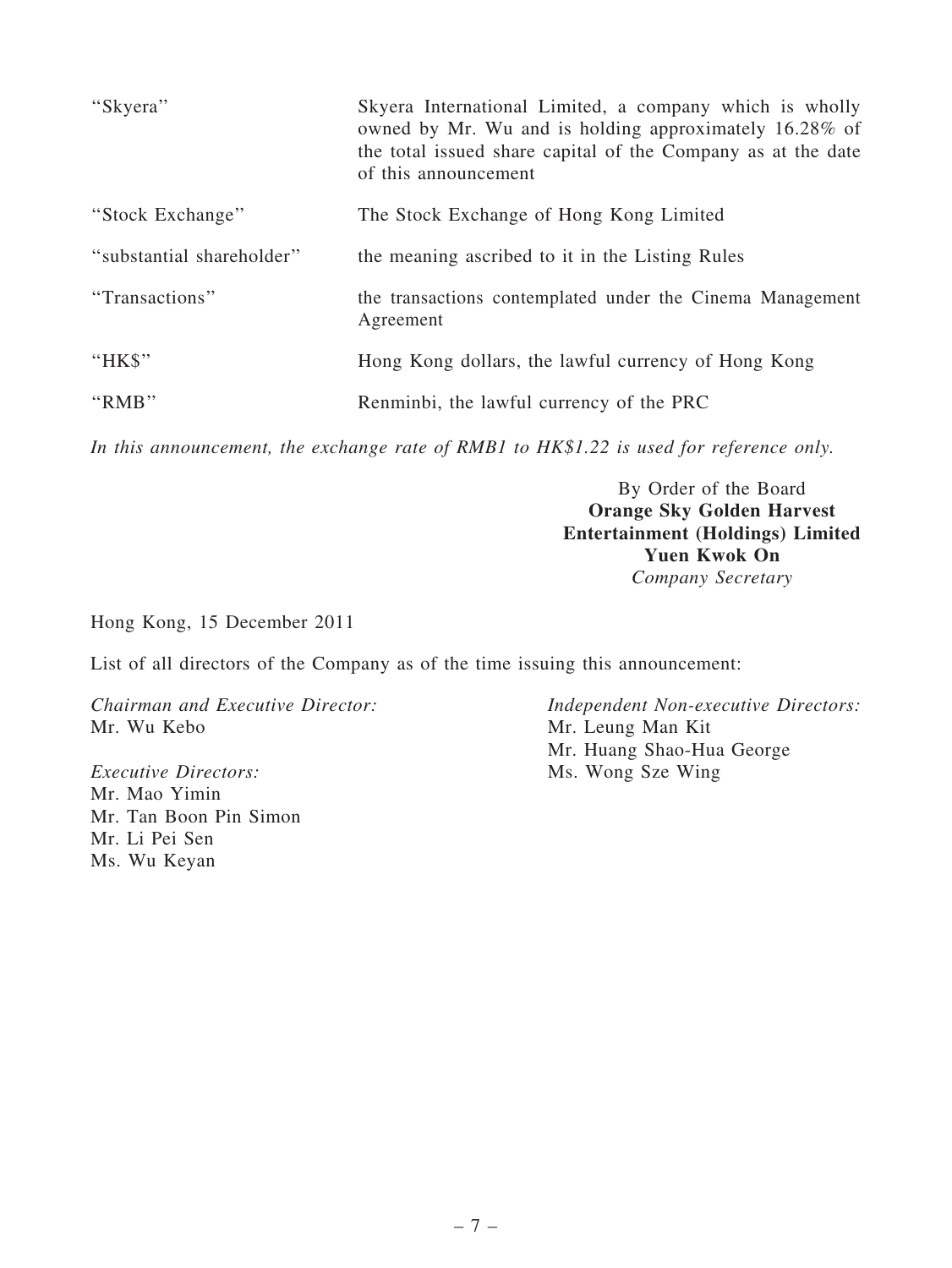| | |
|---|---|
| "Skyera" | Skyera International Limited, a company which is wholly owned by Mr. Wu and is holding approximately 16.28% of the total issued share capital of the Company as at the date of this announcement |
| "Stock Exchange" | The Stock Exchange of Hong Kong Limited |
| "substantial shareholder" | the meaning ascribed to it in the Listing Rules |
| "Transactions" | the transactions contemplated under the Cinema Management Agreement |
| "HK$" | Hong Kong dollars, the lawful currency of Hong Kong |
| "RMB" | Renminbi, the lawful currency of the PRC |

*In this announcement, the exchange rate of RMB1 to HK$1.22 is used for reference only.*

By Order of the Board
**Orange Sky Golden Harvest Entertainment (Holdings) Limited**
**Yuen Kwok On**
*Company Secretary*

Hong Kong, 15 December 2011

List of all directors of the Company as of the time issuing this announcement:

*Chairman and Executive Director:*
Mr. Wu Kebo

*Executive Directors:*
Mr. Mao Yimin
Mr. Tan Boon Pin Simon
Mr. Li Pei Sen
Ms. Wu Keyan

*Independent Non-executive Directors:*
Mr. Leung Man Kit
Mr. Huang Shao-Hua George
Ms. Wong Sze Wing